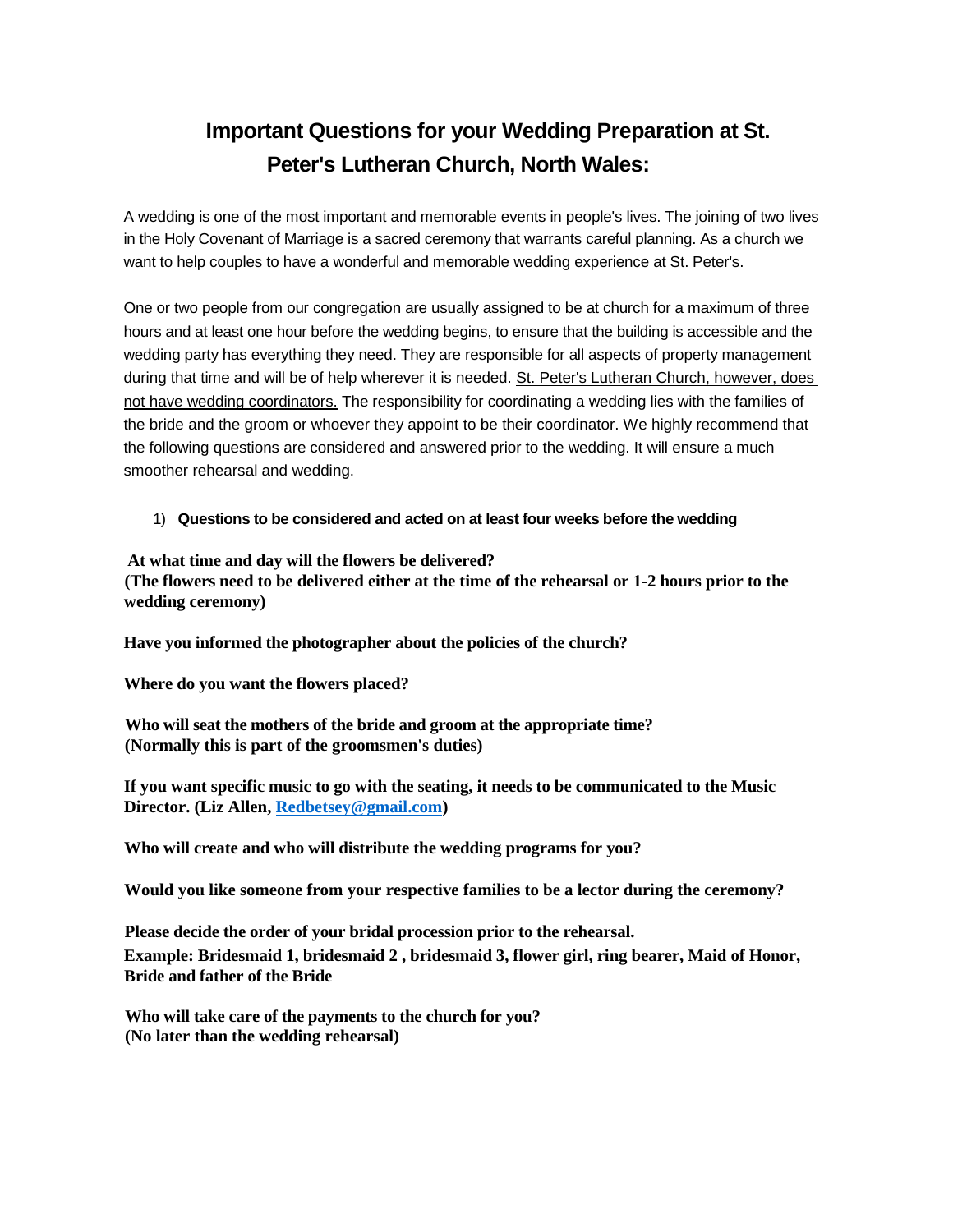# Important Questions for your Wedding Preparation at St. Peter's Lutheran Church, North Wales:

A wedding is one of the most important and memorable events in people's lives. The joining of two lives in the Holy Covenant of Marriage is a sacred ceremony that warrants careful planning. As a church we want to help couples to have a wonderful and memorable wedding experience at St. Peter's.

One or two people from our congregation are usually assigned to be at church for a maximum of three hours and at least one hour before the wedding begins, to ensure that the building is accessible and the wedding party has everything they need. They are responsible for all aspects of property management during that time and will be of help wherever it is needed. <u>St. Peter's Lutheran Church, however, does not have wedding coordinators.</u> The responsibility for coordinating a wedding lies with the families of the bride and the groom or whoever they appoint to be their coordinator. We highly recommend that the following questions are considered and answered prior to the wedding. It will ensure a much smoother rehearsal and wedding.

1) **Questions to be considered and acted on at least four weeks before the wedding**

**At what time and day will the flowers be delivered?**
**(The flowers need to be delivered either at the time of the rehearsal or 1-2 hours prior to the wedding ceremony)**

**Have you informed the photographer about the policies of the church?**

**Where do you want the flowers placed?**

**Who will seat the mothers of the bride and groom at the appropriate time?**
**(Normally this is part of the groomsmen's duties)**

**If you want specific music to go with the seating, it needs to be communicated to the Music Director. (Liz Allen, Redbetsey@gmail.com)**

**Who will create and who will distribute the wedding programs for you?**

**Would you like someone from your respective families to be a lector during the ceremony?**

**Please decide the order of your bridal procession prior to the rehearsal.**
**Example: Bridesmaid 1, bridesmaid 2 , bridesmaid 3, flower girl, ring bearer, Maid of Honor, Bride and father of the Bride**

**Who will take care of the payments to the church for you?**
**(No later than the wedding rehearsal)**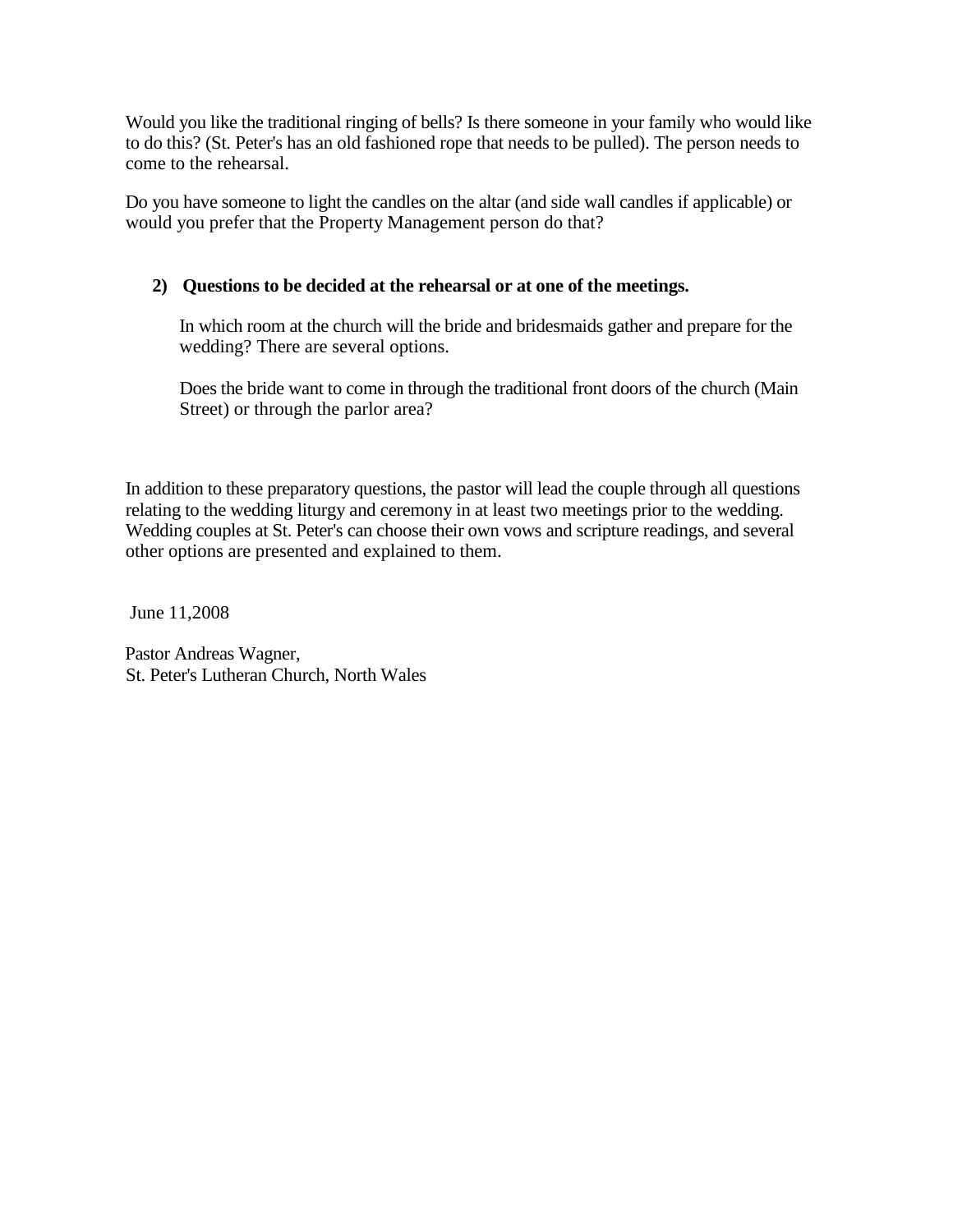Would you like the traditional ringing of bells? Is there someone in your family who would like to do this? (St. Peter's has an old fashioned rope that needs to be pulled). The person needs to come to the rehearsal.

Do you have someone to light the candles on the altar (and side wall candles if applicable) or would you prefer that the Property Management person do that?

**2) Questions to be decided at the rehearsal or at one of the meetings.**

In which room at the church will the bride and bridesmaids gather and prepare for the wedding? There are several options.

Does the bride want to come in through the traditional front doors of the church (Main Street) or through the parlor area?

In addition to these preparatory questions, the pastor will lead the couple through all questions relating to the wedding liturgy and ceremony in at least two meetings prior to the wedding. Wedding couples at St. Peter's can choose their own vows and scripture readings, and several other options are presented and explained to them.

June 11,2008

Pastor Andreas Wagner,
St. Peter's Lutheran Church, North Wales